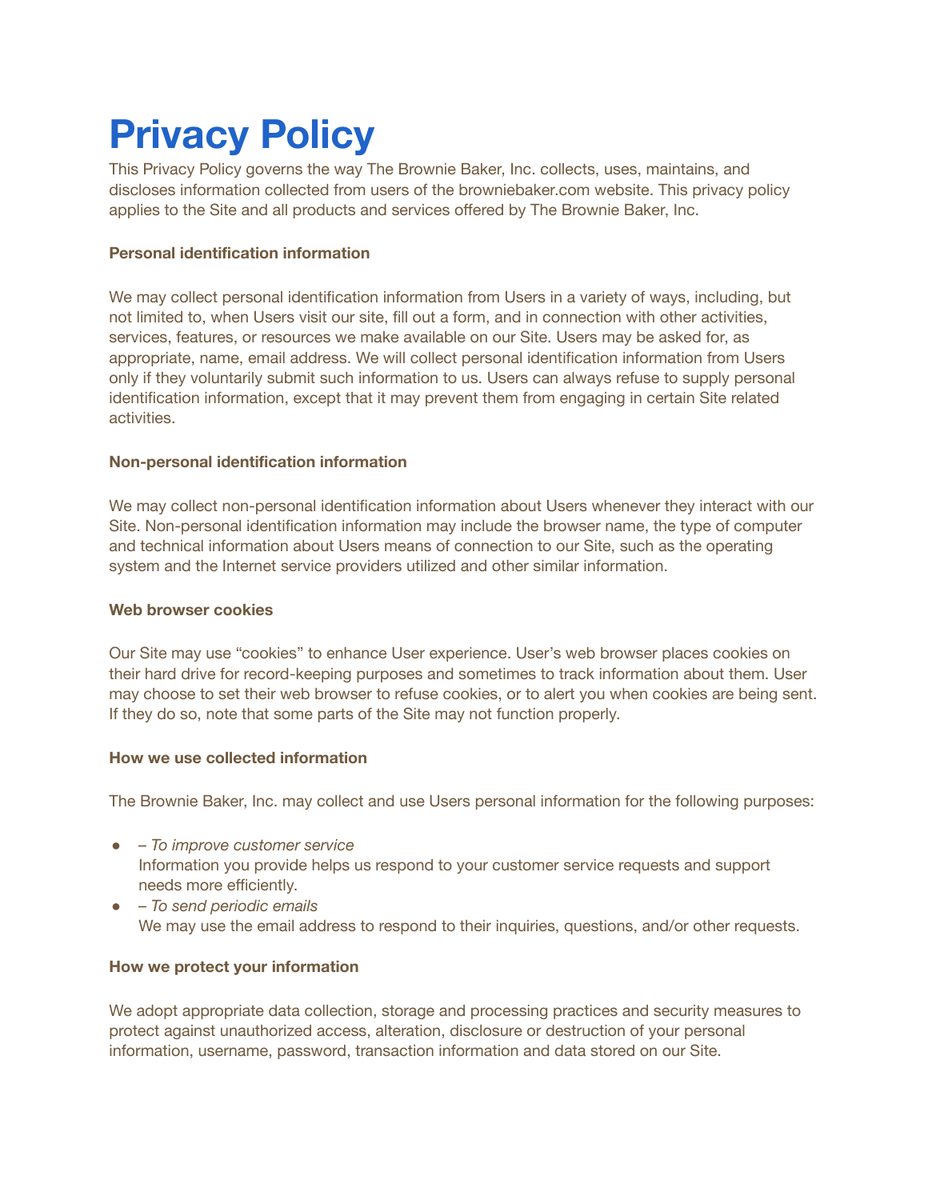# Privacy Policy

This Privacy Policy governs the way The Brownie Baker, Inc. collects, uses, maintains, and discloses information collected from users of the browniebaker.com website. This privacy policy applies to the Site and all products and services offered by The Brownie Baker, Inc.

**Personal identification information**

We may collect personal identification information from Users in a variety of ways, including, but not limited to, when Users visit our site, fill out a form, and in connection with other activities, services, features, or resources we make available on our Site. Users may be asked for, as appropriate, name, email address. We will collect personal identification information from Users only if they voluntarily submit such information to us. Users can always refuse to supply personal identification information, except that it may prevent them from engaging in certain Site related activities.

**Non-personal identification information**

We may collect non-personal identification information about Users whenever they interact with our Site. Non-personal identification information may include the browser name, the type of computer and technical information about Users means of connection to our Site, such as the operating system and the Internet service providers utilized and other similar information.

**Web browser cookies**

Our Site may use "cookies" to enhance User experience. User's web browser places cookies on their hard drive for record-keeping purposes and sometimes to track information about them. User may choose to set their web browser to refuse cookies, or to alert you when cookies are being sent. If they do so, note that some parts of the Site may not function properly.

**How we use collected information**

The Brownie Baker, Inc. may collect and use Users personal information for the following purposes:

- *– To improve customer service*
  Information you provide helps us respond to your customer service requests and support needs more efficiently.
- *– To send periodic emails*
  We may use the email address to respond to their inquiries, questions, and/or other requests.

**How we protect your information**

We adopt appropriate data collection, storage and processing practices and security measures to protect against unauthorized access, alteration, disclosure or destruction of your personal information, username, password, transaction information and data stored on our Site.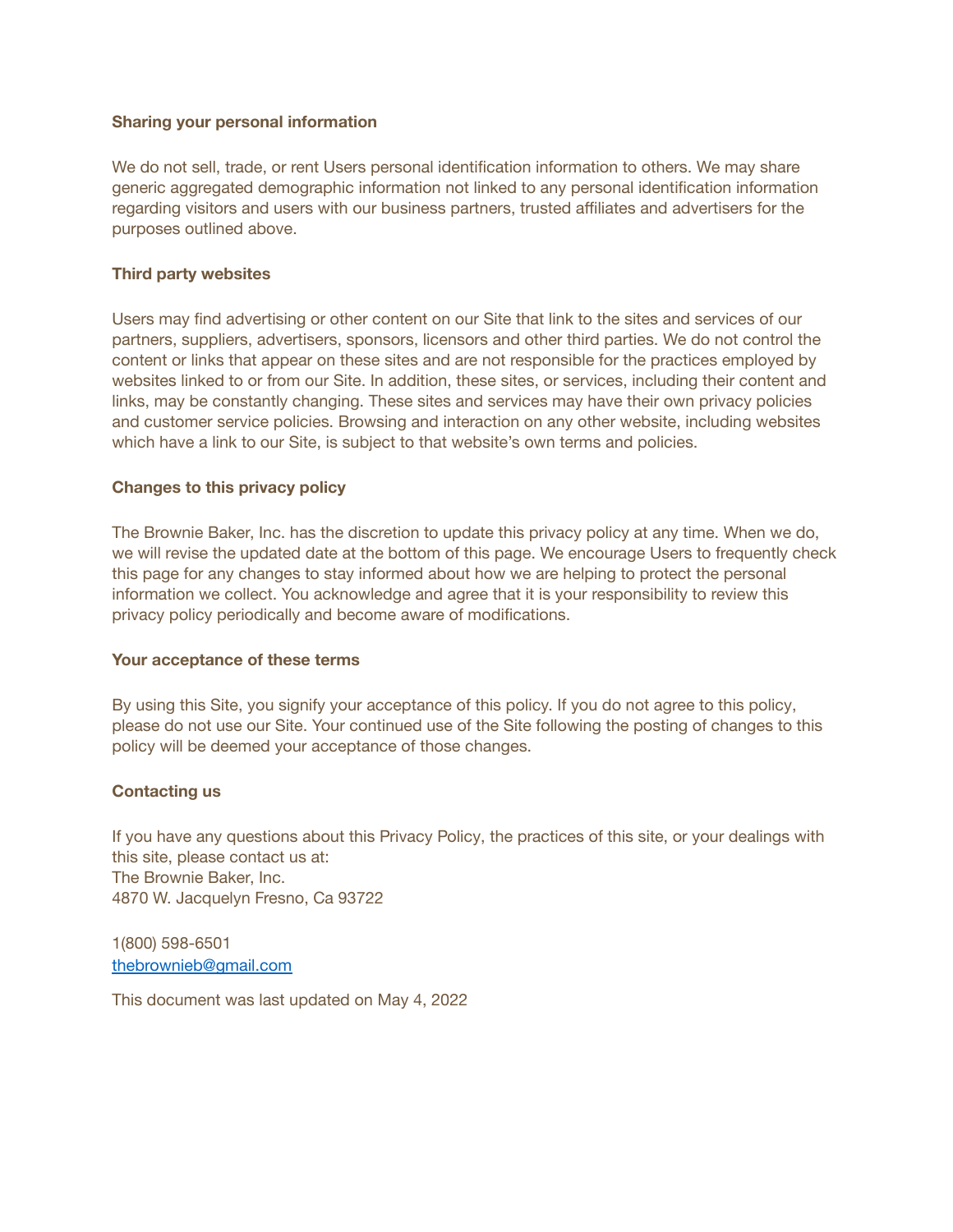### Sharing your personal information

We do not sell, trade, or rent Users personal identification information to others. We may share generic aggregated demographic information not linked to any personal identification information regarding visitors and users with our business partners, trusted affiliates and advertisers for the purposes outlined above.

### Third party websites

Users may find advertising or other content on our Site that link to the sites and services of our partners, suppliers, advertisers, sponsors, licensors and other third parties. We do not control the content or links that appear on these sites and are not responsible for the practices employed by websites linked to or from our Site. In addition, these sites, or services, including their content and links, may be constantly changing. These sites and services may have their own privacy policies and customer service policies. Browsing and interaction on any other website, including websites which have a link to our Site, is subject to that website's own terms and policies.

### Changes to this privacy policy

The Brownie Baker, Inc. has the discretion to update this privacy policy at any time. When we do, we will revise the updated date at the bottom of this page. We encourage Users to frequently check this page for any changes to stay informed about how we are helping to protect the personal information we collect. You acknowledge and agree that it is your responsibility to review this privacy policy periodically and become aware of modifications.

### Your acceptance of these terms

By using this Site, you signify your acceptance of this policy. If you do not agree to this policy, please do not use our Site. Your continued use of the Site following the posting of changes to this policy will be deemed your acceptance of those changes.

### Contacting us

If you have any questions about this Privacy Policy, the practices of this site, or your dealings with this site, please contact us at:
The Brownie Baker, Inc.
4870 W. Jacquelyn Fresno, Ca 93722

1(800) 598-6501
thebrownieb@gmail.com

This document was last updated on May 4, 2022